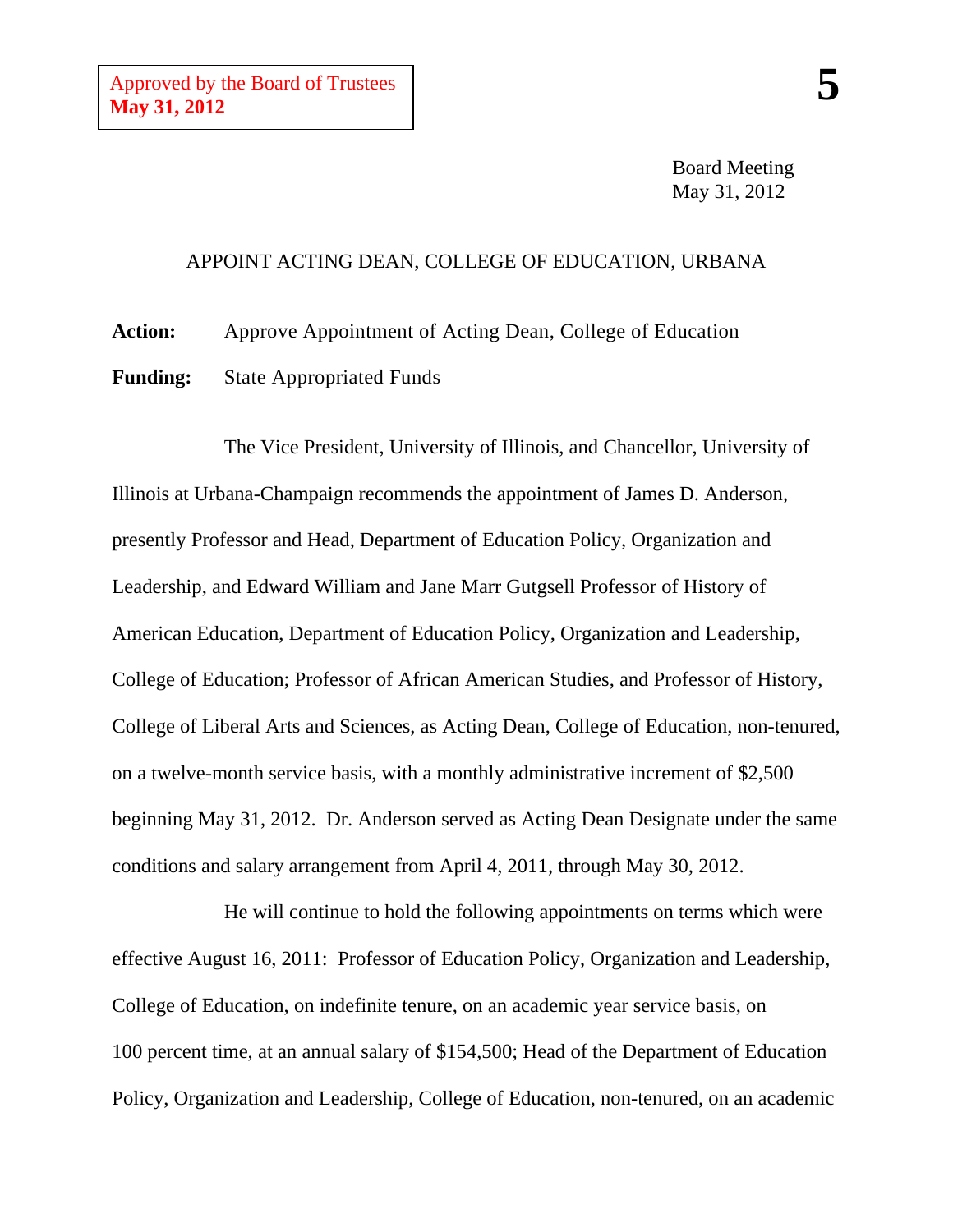Approved by the Board of Trustees
**May 31, 2012**

**5**

Board Meeting
May 31, 2012

## APPOINT ACTING DEAN, COLLEGE OF EDUCATION, URBANA

**Action:** Approve Appointment of Acting Dean, College of Education

**Funding:** State Appropriated Funds

The Vice President, University of Illinois, and Chancellor, University of Illinois at Urbana-Champaign recommends the appointment of James D. Anderson, presently Professor and Head, Department of Education Policy, Organization and Leadership, and Edward William and Jane Marr Gutgsell Professor of History of American Education, Department of Education Policy, Organization and Leadership, College of Education; Professor of African American Studies, and Professor of History, College of Liberal Arts and Sciences, as Acting Dean, College of Education, non-tenured, on a twelve-month service basis, with a monthly administrative increment of $2,500 beginning May 31, 2012. Dr. Anderson served as Acting Dean Designate under the same conditions and salary arrangement from April 4, 2011, through May 30, 2012.

He will continue to hold the following appointments on terms which were effective August 16, 2011: Professor of Education Policy, Organization and Leadership, College of Education, on indefinite tenure, on an academic year service basis, on 100 percent time, at an annual salary of $154,500; Head of the Department of Education Policy, Organization and Leadership, College of Education, non-tenured, on an academic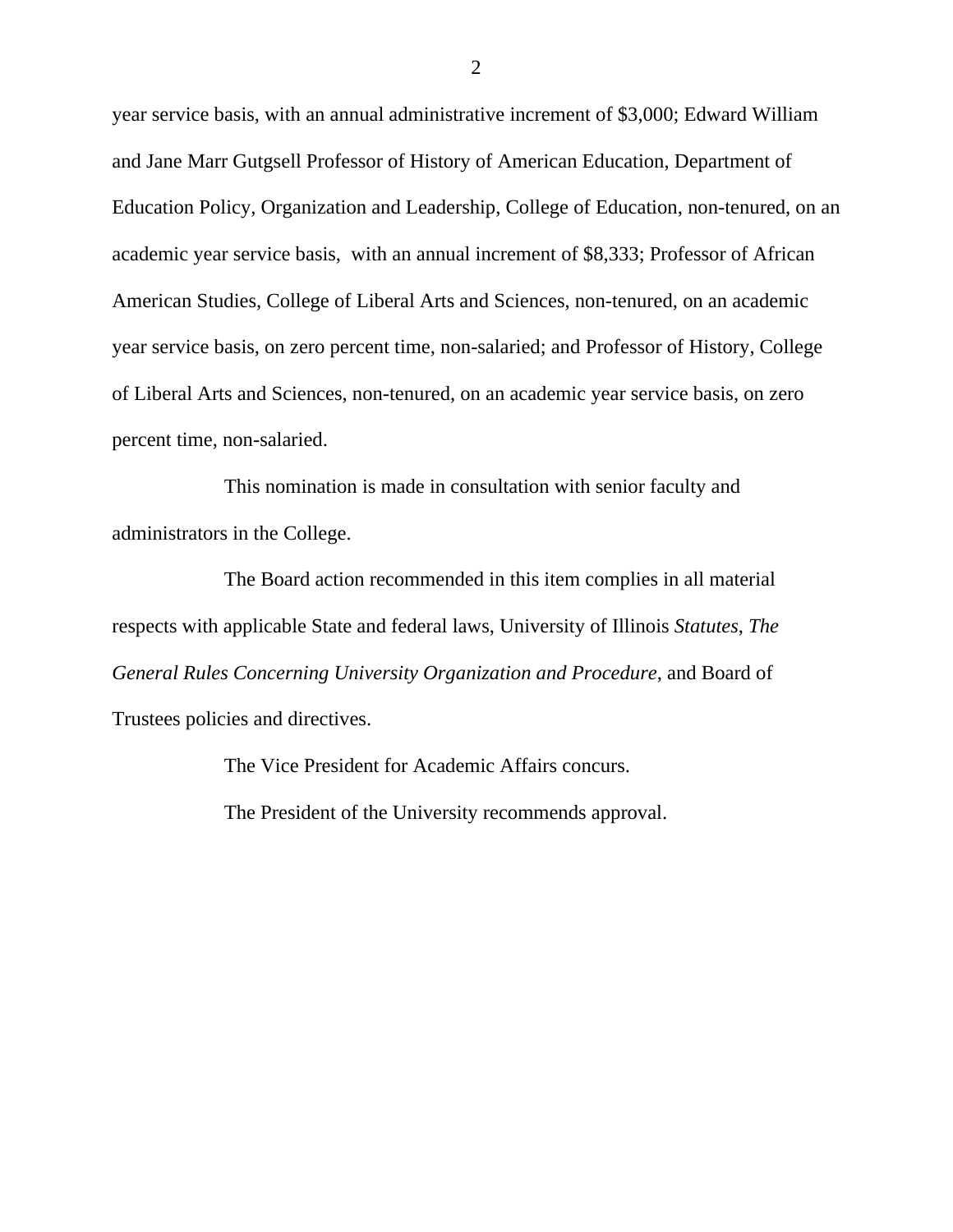year service basis, with an annual administrative increment of $3,000; Edward William and Jane Marr Gutgsell Professor of History of American Education, Department of Education Policy, Organization and Leadership, College of Education, non-tenured, on an academic year service basis, with an annual increment of $8,333; Professor of African American Studies, College of Liberal Arts and Sciences, non-tenured, on an academic year service basis, on zero percent time, non-salaried; and Professor of History, College of Liberal Arts and Sciences, non-tenured, on an academic year service basis, on zero percent time, non-salaried.

This nomination is made in consultation with senior faculty and administrators in the College.

The Board action recommended in this item complies in all material respects with applicable State and federal laws, University of Illinois *Statutes*, *The General Rules Concerning University Organization and Procedure*, and Board of Trustees policies and directives.

The Vice President for Academic Affairs concurs.

The President of the University recommends approval.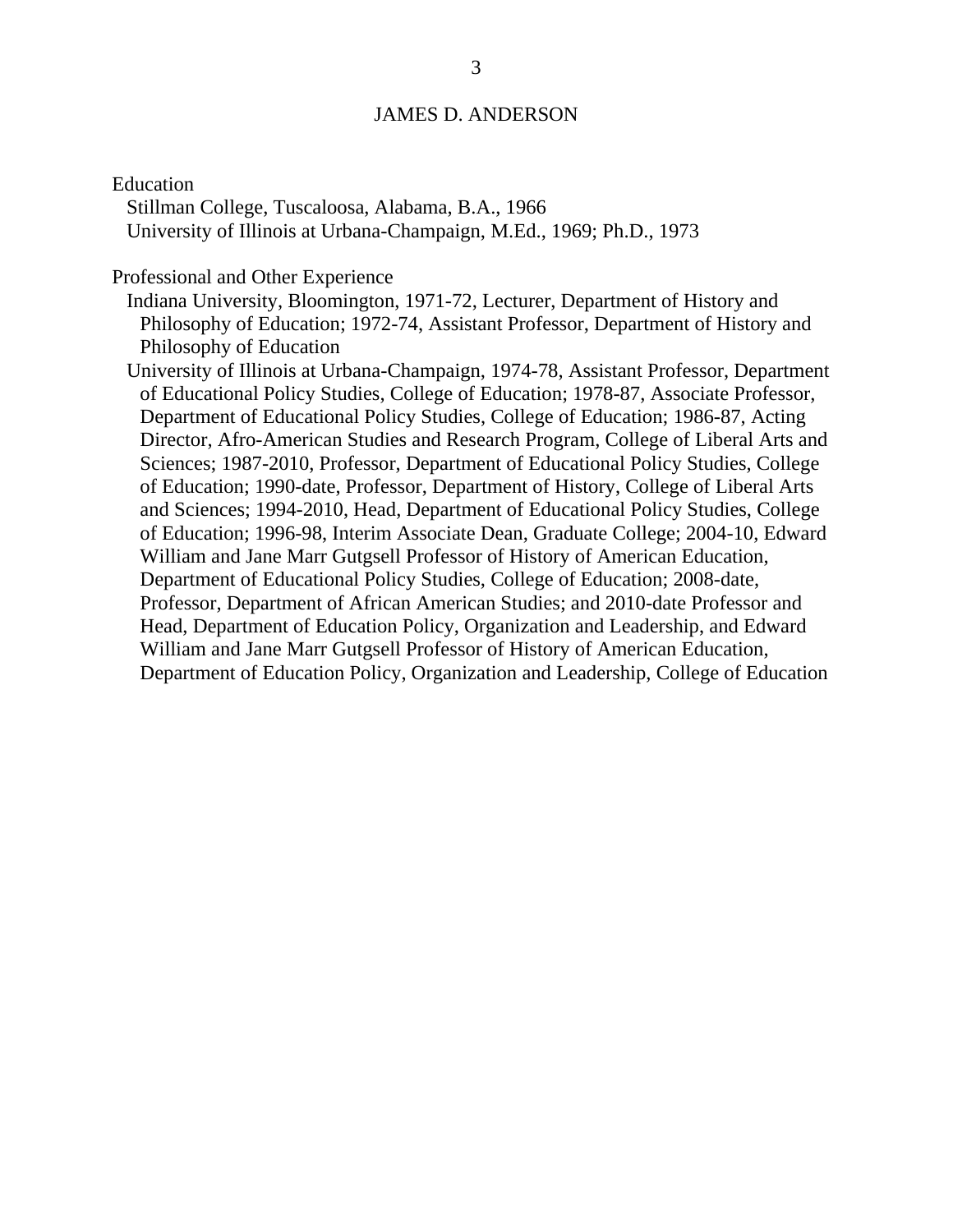# JAMES D. ANDERSON

## Education

Stillman College, Tuscaloosa, Alabama, B.A., 1966
University of Illinois at Urbana-Champaign, M.Ed., 1969; Ph.D., 1973

## Professional and Other Experience

Indiana University, Bloomington, 1971-72, Lecturer, Department of History and Philosophy of Education; 1972-74, Assistant Professor, Department of History and Philosophy of Education

University of Illinois at Urbana-Champaign, 1974-78, Assistant Professor, Department of Educational Policy Studies, College of Education; 1978-87, Associate Professor, Department of Educational Policy Studies, College of Education; 1986-87, Acting Director, Afro-American Studies and Research Program, College of Liberal Arts and Sciences; 1987-2010, Professor, Department of Educational Policy Studies, College of Education; 1990-date, Professor, Department of History, College of Liberal Arts and Sciences; 1994-2010, Head, Department of Educational Policy Studies, College of Education; 1996-98, Interim Associate Dean, Graduate College; 2004-10, Edward William and Jane Marr Gutgsell Professor of History of American Education, Department of Educational Policy Studies, College of Education; 2008-date, Professor, Department of African American Studies; and 2010-date Professor and Head, Department of Education Policy, Organization and Leadership, and Edward William and Jane Marr Gutgsell Professor of History of American Education, Department of Education Policy, Organization and Leadership, College of Education